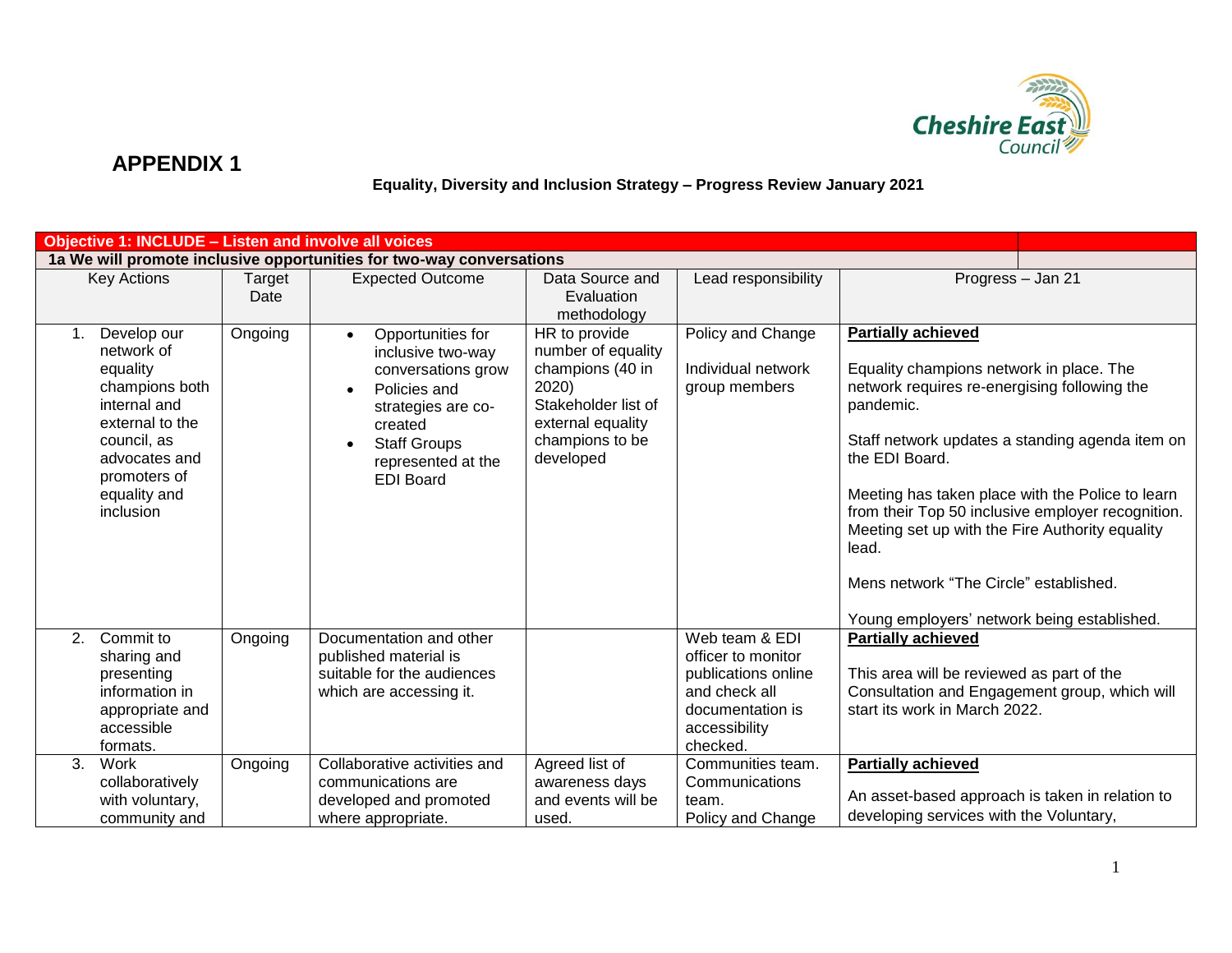# APPENDIX 1

**Equality, Diversity and Inclusion Strategy – Progress Review January 2021**

| **Objective 1: INCLUDE – Listen and involve all voices** | | | | | |
|---|---|---|---|---|---|
| **1a We will promote inclusive opportunities for two-way conversations** | | | | | |
| Key Actions | Target Date | Expected Outcome | Data Source and Evaluation methodology | Lead responsibility | Progress – Jan 21 |
| 1. Develop our network of equality champions both internal and external to the council, as advocates and promoters of equality and inclusion | Ongoing | • Opportunities for inclusive two-way conversations grow<br>• Policies and strategies are co-created<br>• Staff Groups represented at the EDI Board | HR to provide number of equality champions (40 in 2020)<br>Stakeholder list of external equality champions to be developed | Policy and Change<br><br>Individual network group members | **Partially achieved**<br><br>Equality champions network in place. The network requires re-energising following the pandemic.<br><br>Staff network updates a standing agenda item on the EDI Board.<br><br>Meeting has taken place with the Police to learn from their Top 50 inclusive employer recognition. Meeting set up with the Fire Authority equality lead.<br><br>Mens network "The Circle" established.<br><br>Young employers' network being established. |
| 2. Commit to sharing and presenting information in appropriate and accessible formats. | Ongoing | Documentation and other published material is suitable for the audiences which are accessing it. | | Web team & EDI officer to monitor publications online and check all documentation is accessibility checked. | **Partially achieved**<br><br>This area will be reviewed as part of the Consultation and Engagement group, which will start its work in March 2022. |
| 3. Work collaboratively with voluntary, community and | Ongoing | Collaborative activities and communications are developed and promoted where appropriate. | Agreed list of awareness days and events will be used. | Communities team.<br>Communications team.<br>Policy and Change | **Partially achieved**<br><br>An asset-based approach is taken in relation to developing services with the Voluntary, |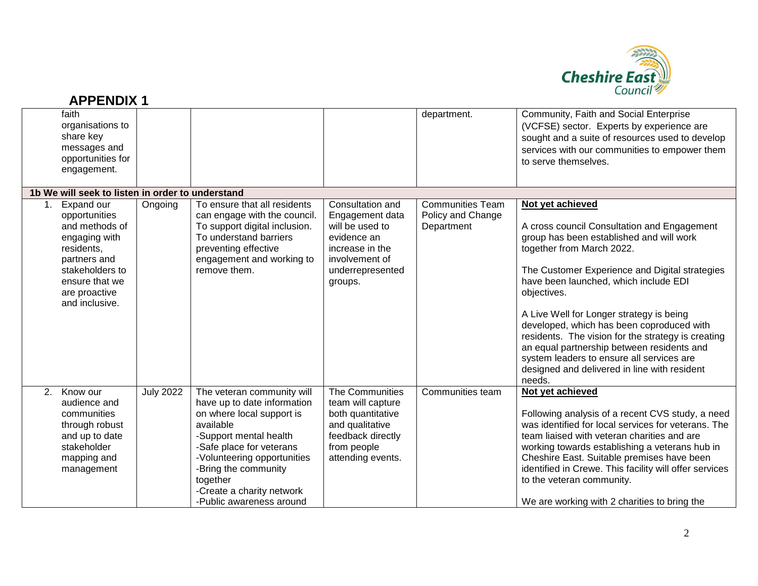# APPENDIX 1

| | | | | | |
|---|---|---|---|---|---|
| faith organisations to share key messages and opportunities for engagement. | | | | department. | Community, Faith and Social Enterprise (VCFSE) sector. Experts by experience are sought and a suite of resources used to develop services with our communities to empower them to serve themselves. |
| **1b We will seek to listen in order to understand** | | | | | |
| 1. Expand our opportunities and methods of engaging with residents, partners and stakeholders to ensure that we are proactive and inclusive. | Ongoing | To ensure that all residents can engage with the council. To support digital inclusion. To understand barriers preventing effective engagement and working to remove them. | Consultation and Engagement data will be used to evidence an increase in the involvement of underrepresented groups. | Communities Team Policy and Change Department | **Not yet achieved**<br><br>A cross council Consultation and Engagement group has been established and will work together from March 2022.<br><br>The Customer Experience and Digital strategies have been launched, which include EDI objectives.<br><br>A Live Well for Longer strategy is being developed, which has been coproduced with residents. The vision for the strategy is creating an equal partnership between residents and system leaders to ensure all services are designed and delivered in line with resident needs. |
| 2. Know our audience and communities through robust and up to date stakeholder mapping and management | July 2022 | The veteran community will have up to date information on where local support is available<br>-Support mental health<br>-Safe place for veterans<br>-Volunteering opportunities<br>-Bring the community together<br>-Create a charity network<br>-Public awareness around | The Communities team will capture both quantitative and qualitative feedback directly from people attending events. | Communities team | **Not yet achieved**<br><br>Following analysis of a recent CVS study, a need was identified for local services for veterans. The team liaised with veteran charities and are working towards establishing a veterans hub in Cheshire East. Suitable premises have been identified in Crewe. This facility will offer services to the veteran community.<br><br>We are working with 2 charities to bring the |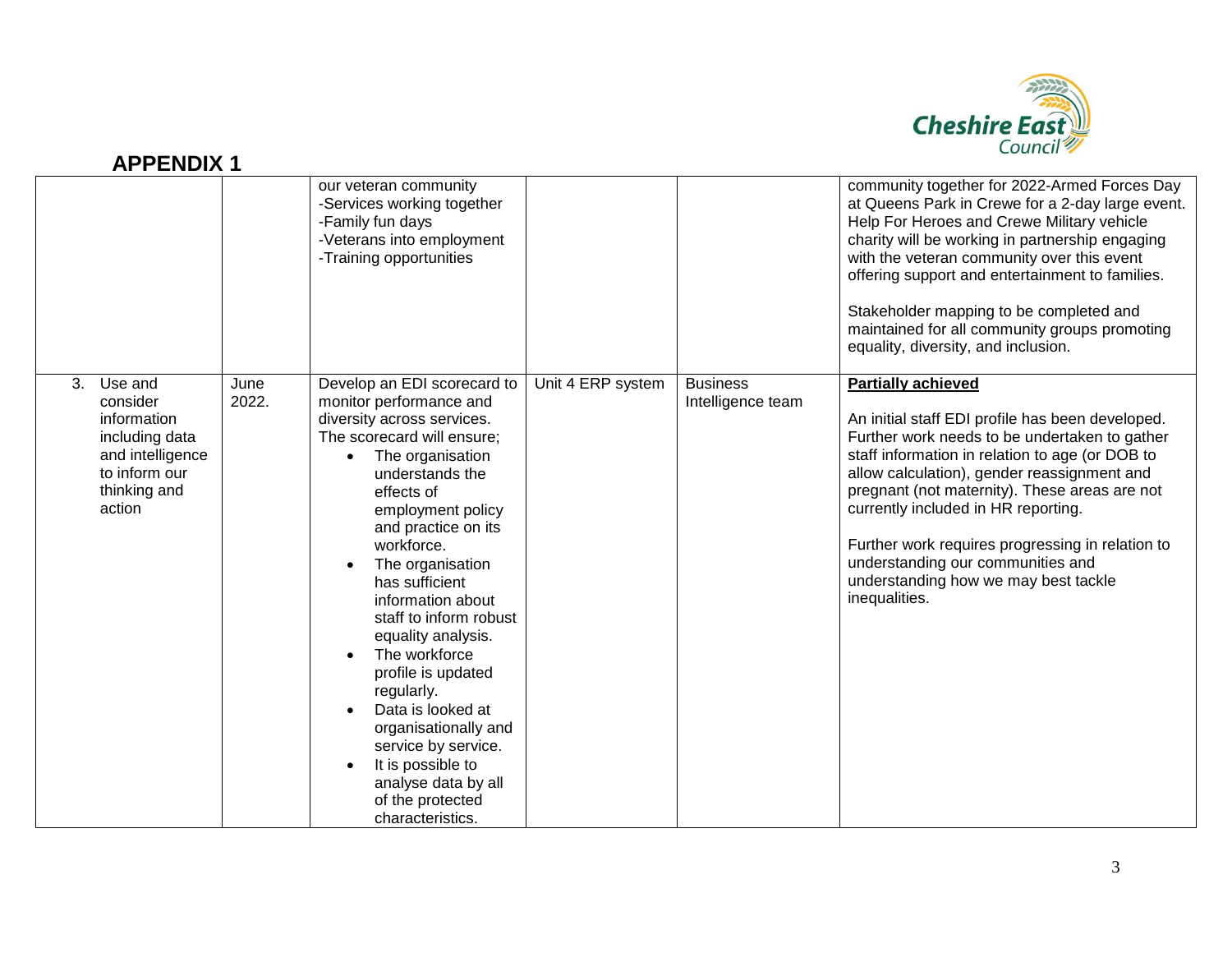# APPENDIX 1

| | | | | | |
|---|---|---|---|---|---|
| | | our veteran community<br>-Services working together<br>-Family fun days<br>-Veterans into employment<br>-Training opportunities | | | community together for 2022-Armed Forces Day at Queens Park in Crewe for a 2-day large event. Help For Heroes and Crewe Military vehicle charity will be working in partnership engaging with the veteran community over this event offering support and entertainment to families.<br><br>Stakeholder mapping to be completed and maintained for all community groups promoting equality, diversity, and inclusion. |
| 3. Use and consider information including data and intelligence to inform our thinking and action | June 2022. | Develop an EDI scorecard to monitor performance and diversity across services. The scorecard will ensure;<br>• The organisation understands the effects of employment policy and practice on its workforce.<br>• The organisation has sufficient information about staff to inform robust equality analysis.<br>• The workforce profile is updated regularly.<br>• Data is looked at organisationally and service by service.<br>• It is possible to analyse data by all of the protected characteristics. | Unit 4 ERP system | Business Intelligence team | **Partially achieved**<br><br>An initial staff EDI profile has been developed. Further work needs to be undertaken to gather staff information in relation to age (or DOB to allow calculation), gender reassignment and pregnant (not maternity). These areas are not currently included in HR reporting.<br><br>Further work requires progressing in relation to understanding our communities and understanding how we may best tackle inequalities. |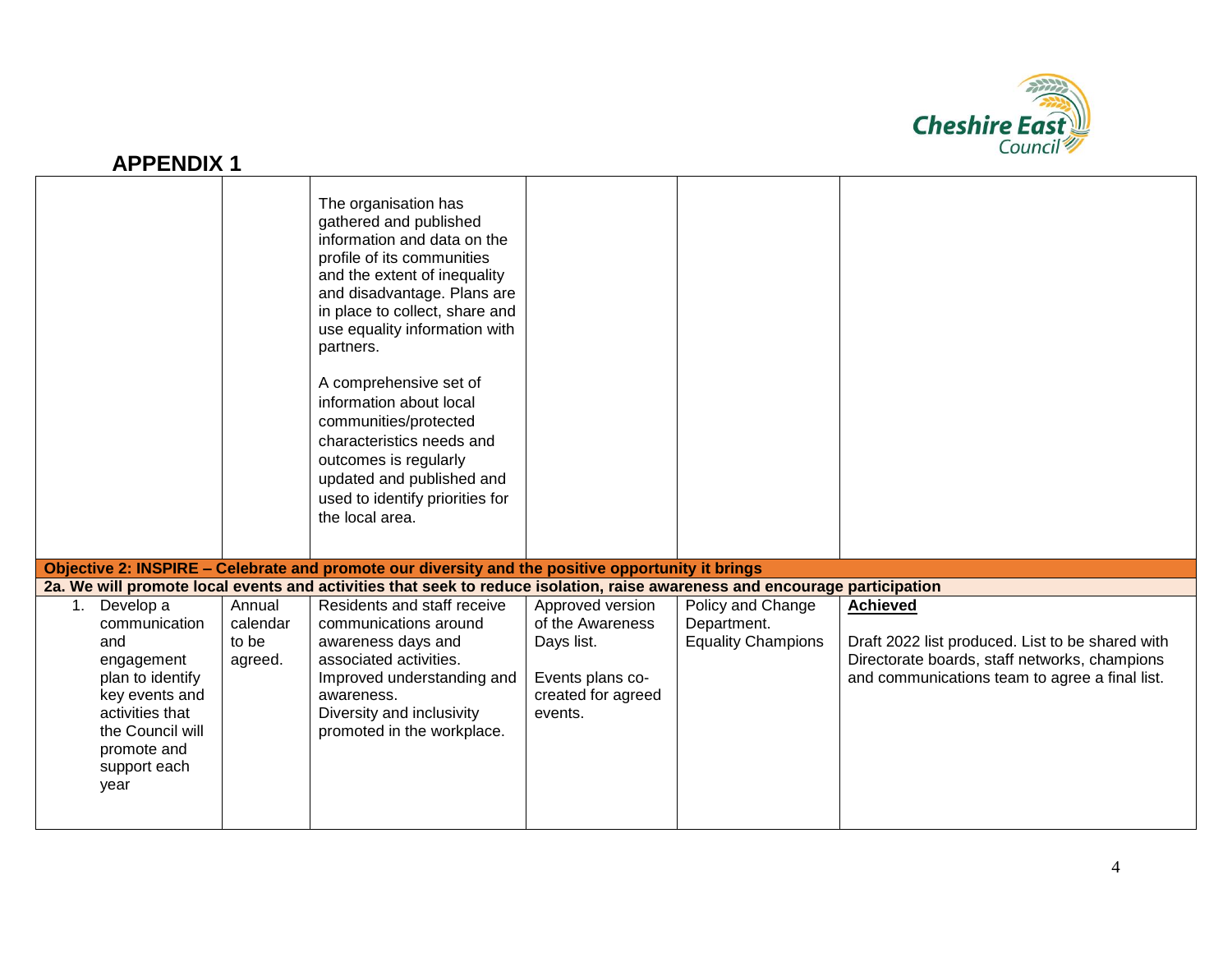## APPENDIX 1

| | | | | | |
|---|---|---|---|---|---|
| | | The organisation has gathered and published information and data on the profile of its communities and the extent of inequality and disadvantage. Plans are in place to collect, share and use equality information with partners.<br><br>A comprehensive set of information about local communities/protected characteristics needs and outcomes is regularly updated and published and used to identify priorities for the local area. | | | |
| **Objective 2: INSPIRE – Celebrate and promote our diversity and the positive opportunity it brings** | | | | | |
| **2a. We will promote local events and activities that seek to reduce isolation, raise awareness and encourage participation** | | | | | |
| 1. Develop a communication and engagement plan to identify key events and activities that the Council will promote and support each year | Annual calendar to be agreed. | Residents and staff receive communications around awareness days and associated activities.<br>Improved understanding and awareness.<br>Diversity and inclusivity promoted in the workplace. | Approved version of the Awareness Days list.<br><br>Events plans co-created for agreed events. | Policy and Change Department.<br>Equality Champions | **Achieved**<br><br>Draft 2022 list produced. List to be shared with Directorate boards, staff networks, champions and communications team to agree a final list. |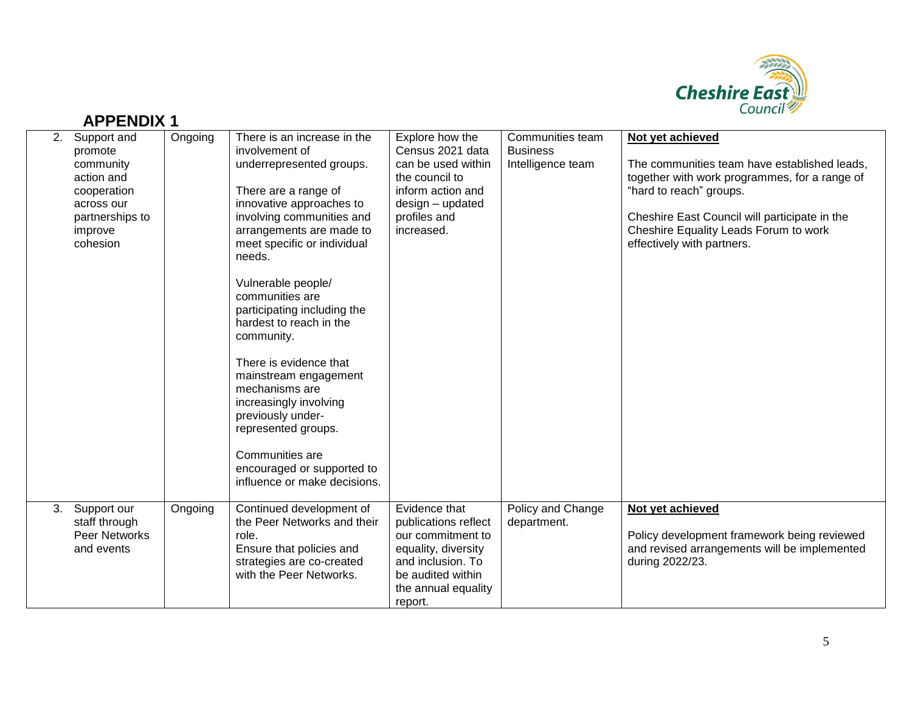## APPENDIX 1

| | | | | | |
|---|---|---|---|---|---|
| 2. Support and promote community action and cooperation across our partnerships to improve cohesion | Ongoing | There is an increase in the involvement of underrepresented groups.<br><br>There are a range of innovative approaches to involving communities and arrangements are made to meet specific or individual needs.<br><br>Vulnerable people/ communities are participating including the hardest to reach in the community.<br><br>There is evidence that mainstream engagement mechanisms are increasingly involving previously under-represented groups.<br><br>Communities are encouraged or supported to influence or make decisions. | Explore how the Census 2021 data can be used within the council to inform action and design – updated profiles and increased. | Communities team Business Intelligence team | **Not yet achieved**<br><br>The communities team have established leads, together with work programmes, for a range of "hard to reach" groups.<br><br>Cheshire East Council will participate in the Cheshire Equality Leads Forum to work effectively with partners. |
| 3. Support our staff through Peer Networks and events | Ongoing | Continued development of the Peer Networks and their role.<br>Ensure that policies and strategies are co-created with the Peer Networks. | Evidence that publications reflect our commitment to equality, diversity and inclusion. To be audited within the annual equality report. | Policy and Change department. | **Not yet achieved**<br><br>Policy development framework being reviewed and revised arrangements will be implemented during 2022/23. |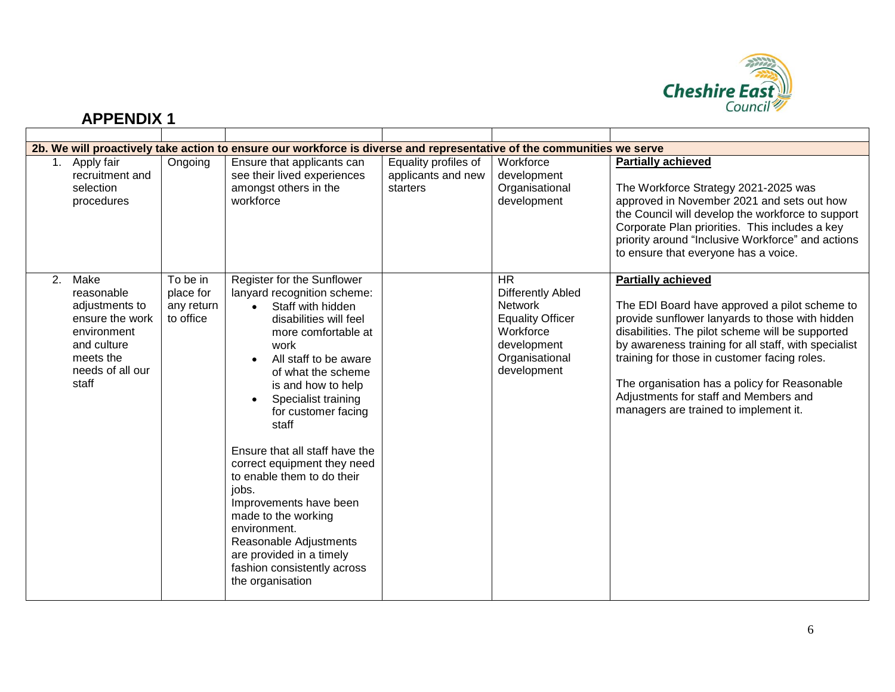## APPENDIX 1

| | | | | | |
|---|---|---|---|---|---|
| **2b. We will proactively take action to ensure our workforce is diverse and representative of the communities we serve** | | | | | |
| 1. Apply fair recruitment and selection procedures | Ongoing | Ensure that applicants can see their lived experiences amongst others in the workforce | Equality profiles of applicants and new starters | Workforce development<br>Organisational development | **Partially achieved**<br><br>The Workforce Strategy 2021-2025 was approved in November 2021 and sets out how the Council will develop the workforce to support Corporate Plan priorities. This includes a key priority around "Inclusive Workforce" and actions to ensure that everyone has a voice. |
| 2. Make reasonable adjustments to ensure the work environment and culture meets the needs of all our staff | To be in place for any return to office | Register for the Sunflower lanyard recognition scheme:<br>• Staff with hidden disabilities will feel more comfortable at work<br>• All staff to be aware of what the scheme is and how to help<br>• Specialist training for customer facing staff<br><br>Ensure that all staff have the correct equipment they need to enable them to do their jobs.<br>Improvements have been made to the working environment.<br>Reasonable Adjustments are provided in a timely fashion consistently across the organisation | | HR<br>Differently Abled Network<br>Equality Officer<br>Workforce development<br>Organisational development | **Partially achieved**<br><br>The EDI Board have approved a pilot scheme to provide sunflower lanyards to those with hidden disabilities. The pilot scheme will be supported by awareness training for all staff, with specialist training for those in customer facing roles.<br><br>The organisation has a policy for Reasonable Adjustments for staff and Members and managers are trained to implement it. |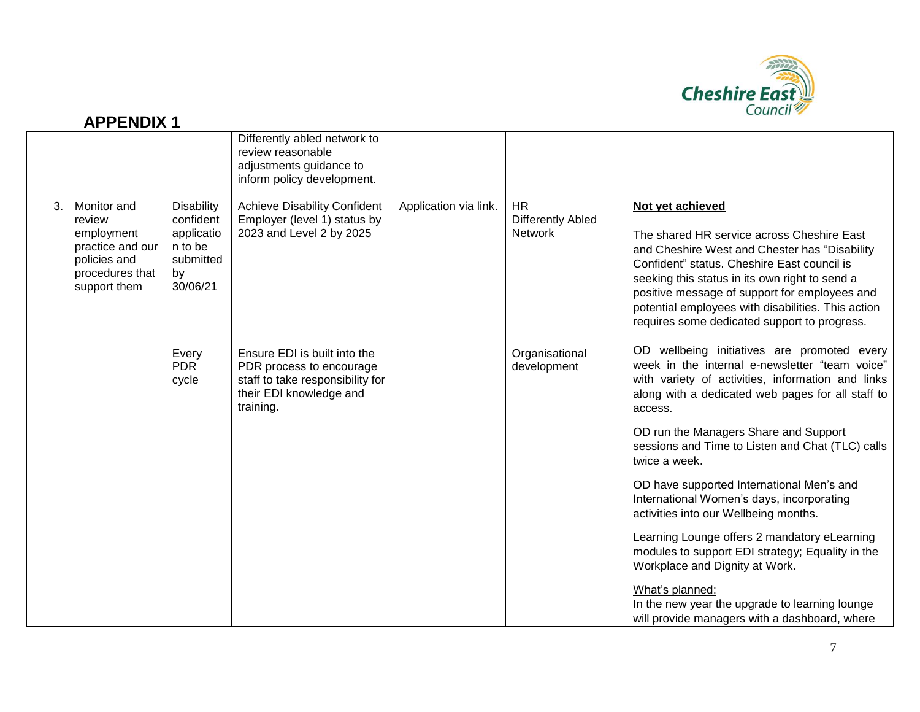## APPENDIX 1

| | | | | | |
|---|---|---|---|---|---|
| | | Differently abled network to review reasonable adjustments guidance to inform policy development. | | | |
| 3. Monitor and review employment practice and our policies and procedures that support them | Disability confident application to be submitted by 30/06/21 | Achieve Disability Confident Employer (level 1) status by 2023 and Level 2 by 2025 | Application via link. | HR Differently Abled Network | **Not yet achieved**<br><br>The shared HR service across Cheshire East and Cheshire West and Chester has "Disability Confident" status. Cheshire East council is seeking this status in its own right to send a positive message of support for employees and potential employees with disabilities. This action requires some dedicated support to progress. |
| | Every PDR cycle | Ensure EDI is built into the PDR process to encourage staff to take responsibility for their EDI knowledge and training. | | Organisational development | OD wellbeing initiatives are promoted every week in the internal e-newsletter "team voice" with variety of activities, information and links along with a dedicated web pages for all staff to access.<br><br>OD run the Managers Share and Support sessions and Time to Listen and Chat (TLC) calls twice a week.<br><br>OD have supported International Men's and International Women's days, incorporating activities into our Wellbeing months.<br><br>Learning Lounge offers 2 mandatory eLearning modules to support EDI strategy; Equality in the Workplace and Dignity at Work.<br><br>What's planned:<br>In the new year the upgrade to learning lounge will provide managers with a dashboard, where |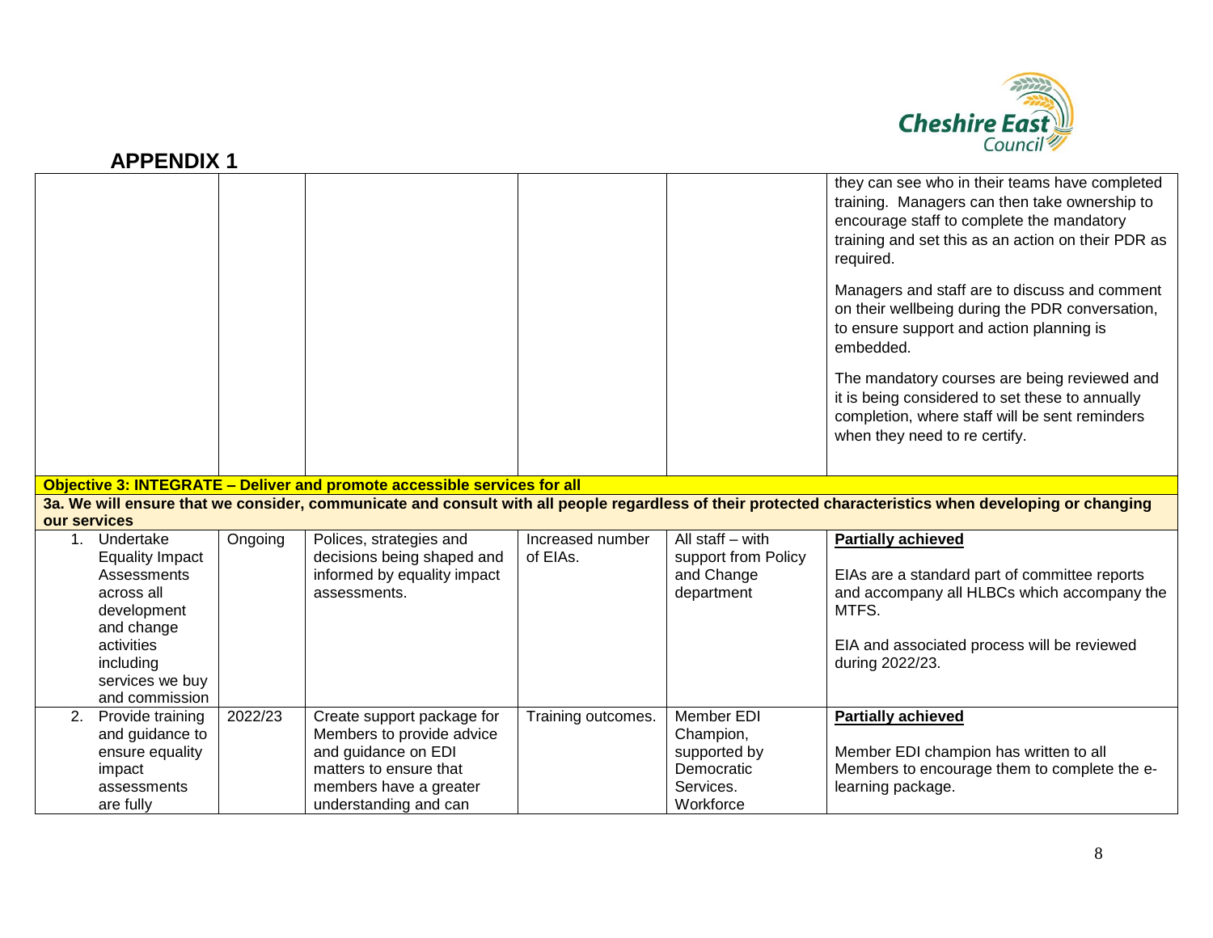## APPENDIX 1

| | | | | | |
|---|---|---|---|---|---|
| | | | | | they can see who in their teams have completed training. Managers can then take ownership to encourage staff to complete the mandatory training and set this as an action on their PDR as required.<br><br>Managers and staff are to discuss and comment on their wellbeing during the PDR conversation, to ensure support and action planning is embedded.<br><br>The mandatory courses are being reviewed and it is being considered to set these to annually completion, where staff will be sent reminders when they need to re certify. |
| **Objective 3: INTEGRATE – Deliver and promote accessible services for all** | | | | | |
| **3a. We will ensure that we consider, communicate and consult with all people regardless of their protected characteristics when developing or changing our services** | | | | | |
| 1. Undertake Equality Impact Assessments across all development and change activities including services we buy and commission | Ongoing | Polices, strategies and decisions being shaped and informed by equality impact assessments. | Increased number of EIAs. | All staff – with support from Policy and Change department | **Partially achieved**<br><br>EIAs are a standard part of committee reports and accompany all HLBCs which accompany the MTFS.<br><br>EIA and associated process will be reviewed during 2022/23. |
| 2. Provide training and guidance to ensure equality impact assessments are fully | 2022/23 | Create support package for Members to provide advice and guidance on EDI matters to ensure that members have a greater understanding and can | Training outcomes. | Member EDI Champion, supported by Democratic Services. Workforce | **Partially achieved**<br><br>Member EDI champion has written to all Members to encourage them to complete the e-learning package. |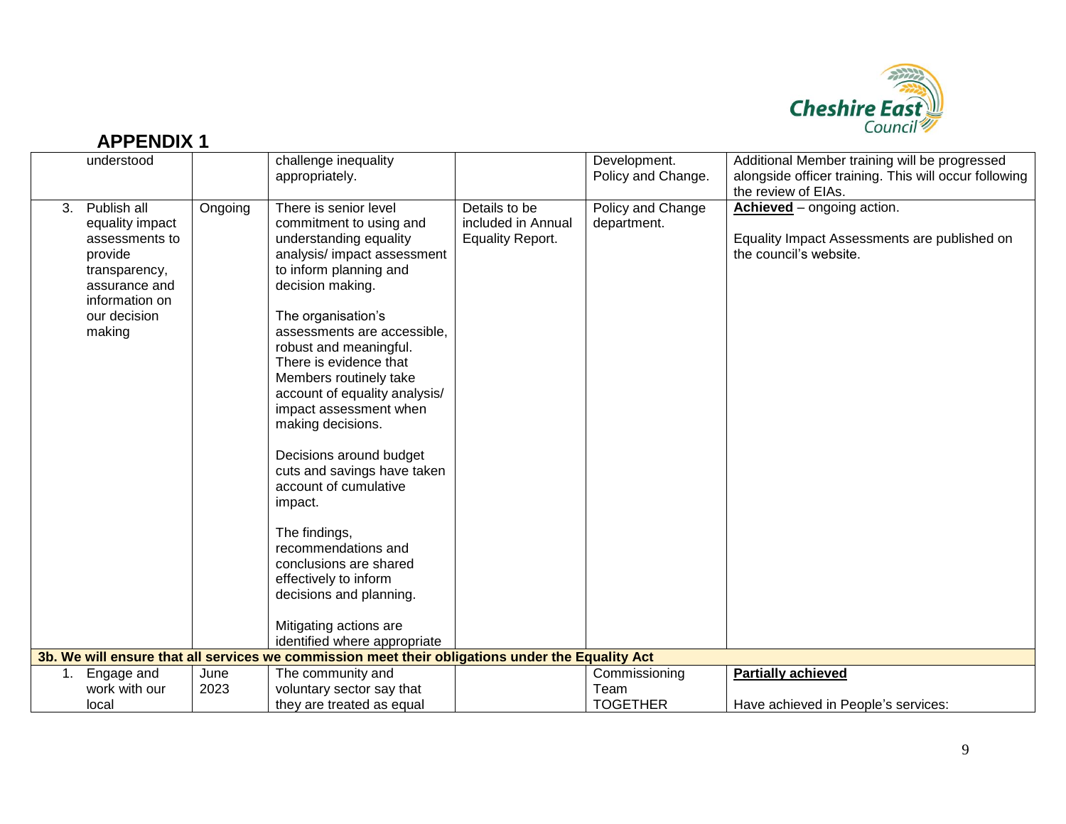## APPENDIX 1

| | | | | | |
|---|---|---|---|---|---|
| understood | | challenge inequality appropriately. | | Development. Policy and Change. | Additional Member training will be progressed alongside officer training. This will occur following the review of EIAs. |
| 3. Publish all equality impact assessments to provide transparency, assurance and information on our decision making | Ongoing | There is senior level commitment to using and understanding equality analysis/ impact assessment to inform planning and decision making.<br><br>The organisation's assessments are accessible, robust and meaningful. There is evidence that Members routinely take account of equality analysis/ impact assessment when making decisions.<br><br>Decisions around budget cuts and savings have taken account of cumulative impact.<br><br>The findings, recommendations and conclusions are shared effectively to inform decisions and planning.<br><br>Mitigating actions are identified where appropriate | Details to be included in Annual Equality Report. | Policy and Change department. | **Achieved** – ongoing action.<br><br>Equality Impact Assessments are published on the council's website. |
| **3b. We will ensure that all services we commission meet their obligations under the Equality Act** | | | | | |
| 1. Engage and work with our local | June 2023 | The community and voluntary sector say that they are treated as equal | | Commissioning Team TOGETHER | **Partially achieved**<br><br>Have achieved in People's services: |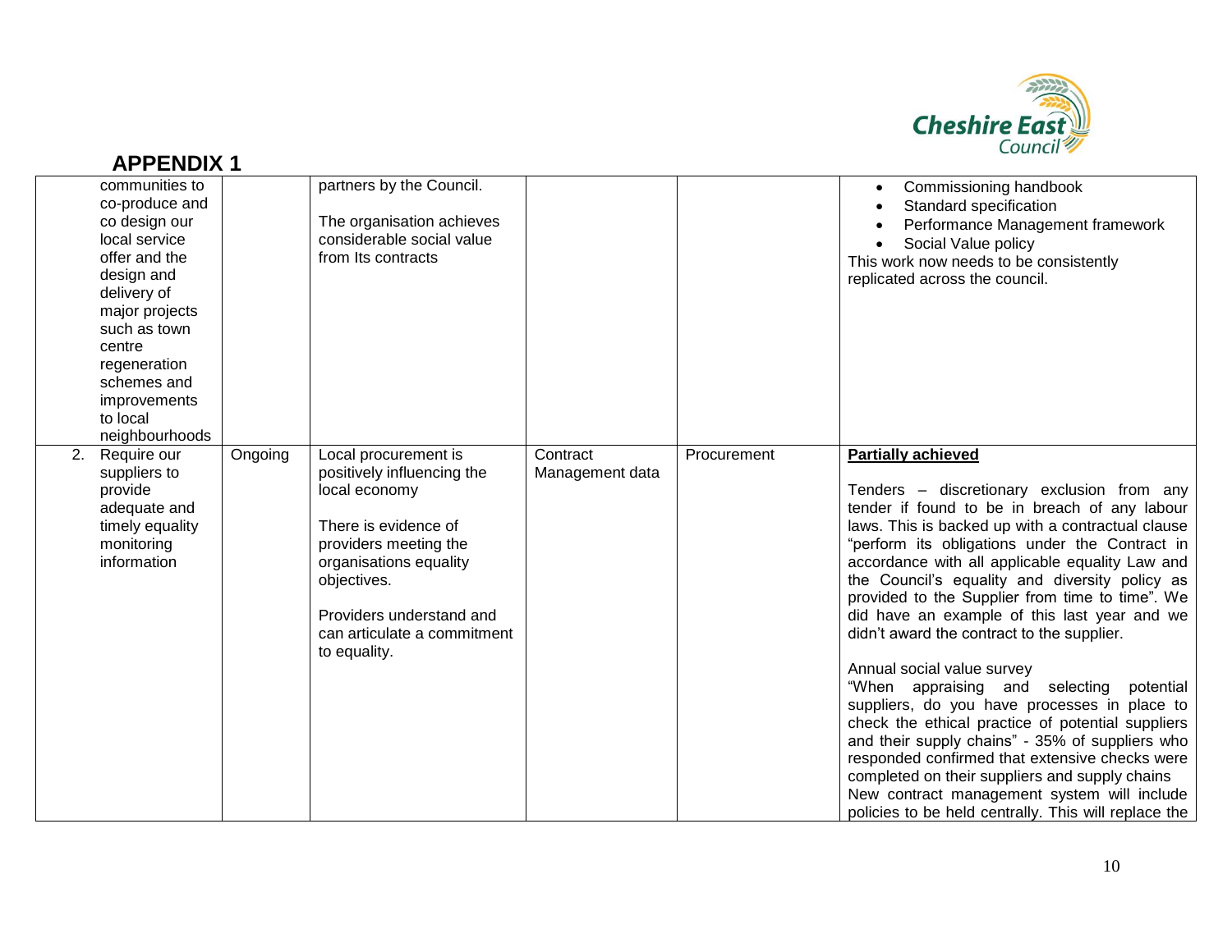# APPENDIX 1

| | | | | | |
|---|---|---|---|---|---|
| communities to co-produce and co design our local service offer and the design and delivery of major projects such as town centre regeneration schemes and improvements to local neighbourhoods | | partners by the Council.<br><br>The organisation achieves considerable social value from Its contracts | | | • Commissioning handbook<br>• Standard specification<br>• Performance Management framework<br>• Social Value policy<br>This work now needs to be consistently replicated across the council. |
| 2. Require our suppliers to provide adequate and timely equality monitoring information | Ongoing | Local procurement is positively influencing the local economy<br><br>There is evidence of providers meeting the organisations equality objectives.<br><br>Providers understand and can articulate a commitment to equality. | Contract Management data | Procurement | **Partially achieved**<br><br>Tenders – discretionary exclusion from any tender if found to be in breach of any labour laws. This is backed up with a contractual clause "perform its obligations under the Contract in accordance with all applicable equality Law and the Council's equality and diversity policy as provided to the Supplier from time to time". We did have an example of this last year and we didn't award the contract to the supplier.<br><br>Annual social value survey<br>"When appraising and selecting potential suppliers, do you have processes in place to check the ethical practice of potential suppliers and their supply chains" - 35% of suppliers who responded confirmed that extensive checks were completed on their suppliers and supply chains<br>New contract management system will include policies to be held centrally. This will replace the |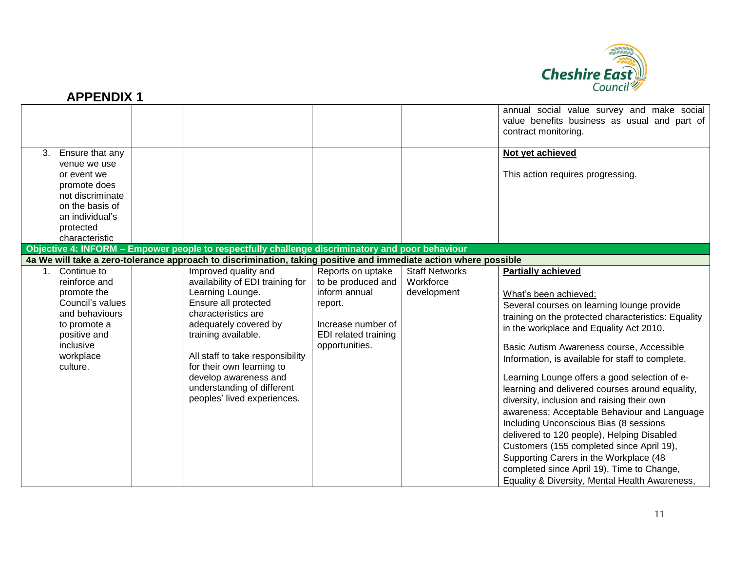## APPENDIX 1

| | | | | | |
|---|---|---|---|---|---|
| | | | | | annual social value survey and make social value benefits business as usual and part of contract monitoring. |
| 3. Ensure that any venue we use or event we promote does not discriminate on the basis of an individual's protected characteristic | | | | | **Not yet achieved**<br><br>This action requires progressing. |
| **Objective 4: INFORM – Empower people to respectfully challenge discriminatory and poor behaviour** | | | | | |
| **4a We will take a zero-tolerance approach to discrimination, taking positive and immediate action where possible** | | | | | |
| 1. Continue to reinforce and promote the Council's values and behaviours to promote a positive and inclusive workplace culture. | | Improved quality and availability of EDI training for Learning Lounge. Ensure all protected characteristics are adequately covered by training available.<br><br>All staff to take responsibility for their own learning to develop awareness and understanding of different peoples' lived experiences. | Reports on uptake to be produced and inform annual report.<br><br>Increase number of EDI related training opportunities. | Staff Networks<br>Workforce development | **Partially achieved**<br><br>What's been achieved:<br>Several courses on learning lounge provide training on the protected characteristics: Equality in the workplace and Equality Act 2010.<br><br>Basic Autism Awareness course, Accessible Information, is available for staff to complete.<br><br>Learning Lounge offers a good selection of e-learning and delivered courses around equality, diversity, inclusion and raising their own awareness; Acceptable Behaviour and Language Including Unconscious Bias (8 sessions delivered to 120 people), Helping Disabled Customers (155 completed since April 19), Supporting Carers in the Workplace (48 completed since April 19), Time to Change, Equality & Diversity, Mental Health Awareness, |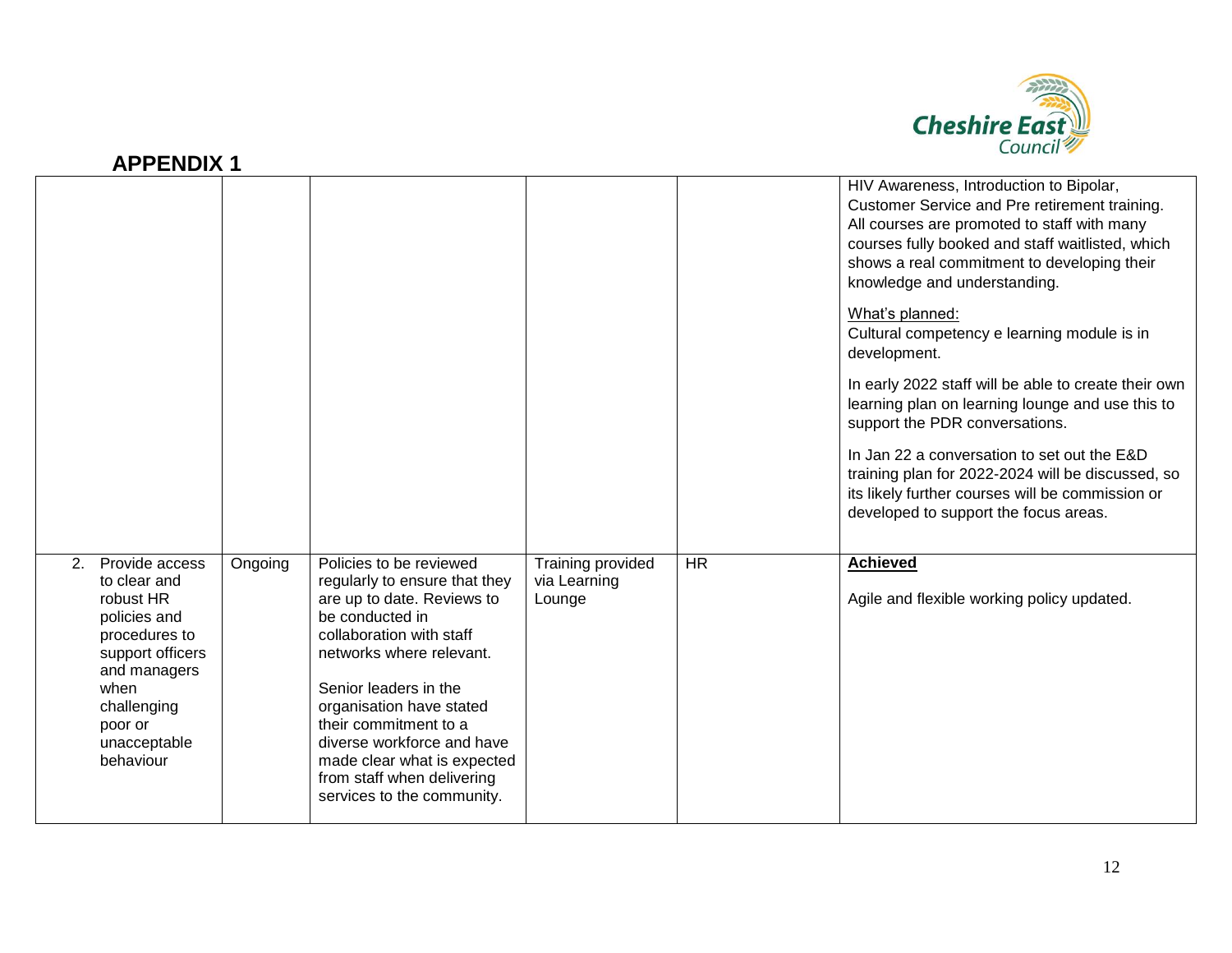# APPENDIX 1

| | | | | | |
|---|---|---|---|---|---|
| | | | | | HIV Awareness, Introduction to Bipolar, Customer Service and Pre retirement training. All courses are promoted to staff with many courses fully booked and staff waitlisted, which shows a real commitment to developing their knowledge and understanding.<br><br>What's planned:<br>Cultural competency e learning module is in development.<br><br>In early 2022 staff will be able to create their own learning plan on learning lounge and use this to support the PDR conversations.<br><br>In Jan 22 a conversation to set out the E&D training plan for 2022-2024 will be discussed, so its likely further courses will be commission or developed to support the focus areas. |
| 2. Provide access to clear and robust HR policies and procedures to support officers and managers when challenging poor or unacceptable behaviour | Ongoing | Policies to be reviewed regularly to ensure that they are up to date. Reviews to be conducted in collaboration with staff networks where relevant.<br><br>Senior leaders in the organisation have stated their commitment to a diverse workforce and have made clear what is expected from staff when delivering services to the community. | Training provided via Learning Lounge | HR | **Achieved**<br><br>Agile and flexible working policy updated. |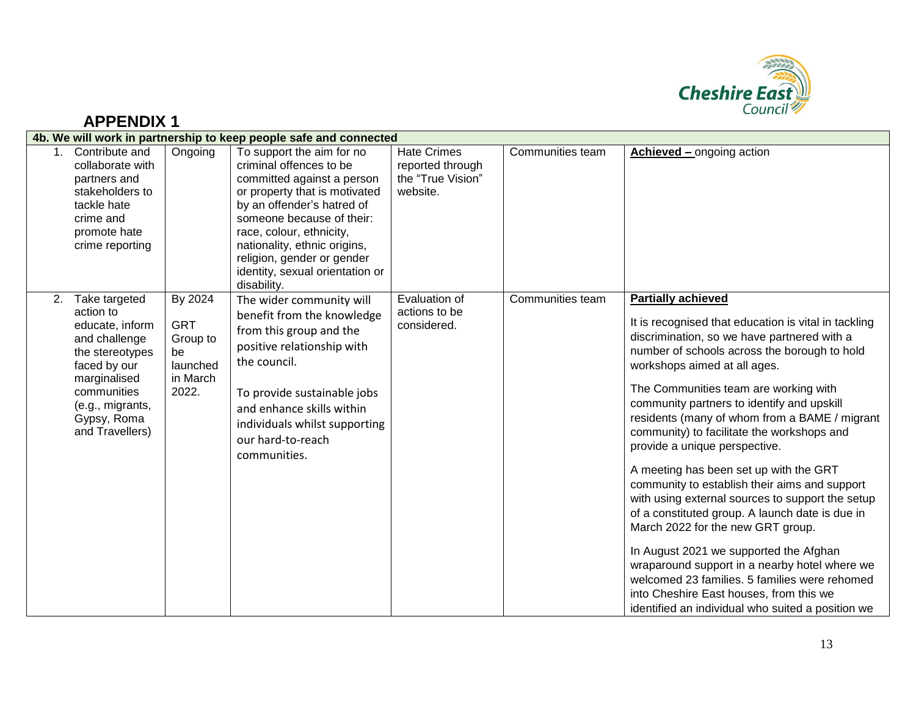## APPENDIX 1

| 4b. We will work in partnership to keep people safe and connected | | | | | |
|---|---|---|---|---|---|
| 1. Contribute and collaborate with partners and stakeholders to tackle hate crime and promote hate crime reporting | Ongoing | To support the aim for no criminal offences to be committed against a person or property that is motivated by an offender's hatred of someone because of their: race, colour, ethnicity, nationality, ethnic origins, religion, gender or gender identity, sexual orientation or disability. | Hate Crimes reported through the "True Vision" website. | Communities team | **Achieved –** ongoing action |
| 2. Take targeted action to educate, inform and challenge the stereotypes faced by our marginalised communities (e.g., migrants, Gypsy, Roma and Travellers) | By 2024<br><br>GRT Group to be launched in March 2022. | The wider community will benefit from the knowledge from this group and the positive relationship with the council.<br><br>To provide sustainable jobs and enhance skills within individuals whilst supporting our hard-to-reach communities. | Evaluation of actions to be considered. | Communities team | **Partially achieved**<br><br>It is recognised that education is vital in tackling discrimination, so we have partnered with a number of schools across the borough to hold workshops aimed at all ages.<br><br>The Communities team are working with community partners to identify and upskill residents (many of whom from a BAME / migrant community) to facilitate the workshops and provide a unique perspective.<br><br>A meeting has been set up with the GRT community to establish their aims and support with using external sources to support the setup of a constituted group. A launch date is due in March 2022 for the new GRT group.<br><br>In August 2021 we supported the Afghan wraparound support in a nearby hotel where we welcomed 23 families. 5 families were rehomed into Cheshire East houses, from this we identified an individual who suited a position we |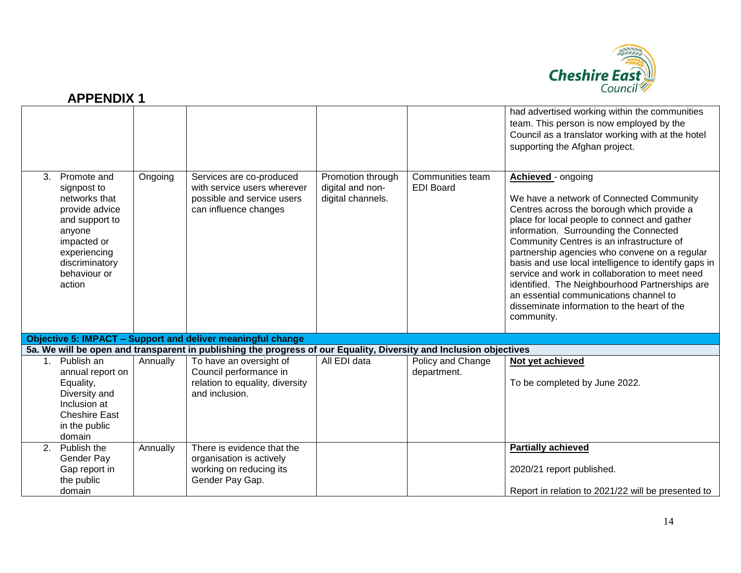## APPENDIX 1

| | | | | | |
|---|---|---|---|---|---|
| | | | | | had advertised working within the communities team. This person is now employed by the Council as a translator working with at the hotel supporting the Afghan project. |
| 3. Promote and signpost to networks that provide advice and support to anyone impacted or experiencing discriminatory behaviour or action | Ongoing | Services are co-produced with service users wherever possible and service users can influence changes | Promotion through digital and non-digital channels. | Communities team EDI Board | **Achieved** - ongoing<br><br>We have a network of Connected Community Centres across the borough which provide a place for local people to connect and gather information. Surrounding the Connected Community Centres is an infrastructure of partnership agencies who convene on a regular basis and use local intelligence to identify gaps in service and work in collaboration to meet need identified. The Neighbourhood Partnerships are an essential communications channel to disseminate information to the heart of the community. |
| **Objective 5: IMPACT – Support and deliver meaningful change** | | | | | |
| **5a. We will be open and transparent in publishing the progress of our Equality, Diversity and Inclusion objectives** | | | | | |
| 1. Publish an annual report on Equality, Diversity and Inclusion at Cheshire East in the public domain | Annually | To have an oversight of Council performance in relation to equality, diversity and inclusion. | All EDI data | Policy and Change department. | **Not yet achieved**<br><br>To be completed by June 2022. |
| 2. Publish the Gender Pay Gap report in the public domain | Annually | There is evidence that the organisation is actively working on reducing its Gender Pay Gap. | | | **Partially achieved**<br><br>2020/21 report published.<br><br>Report in relation to 2021/22 will be presented to |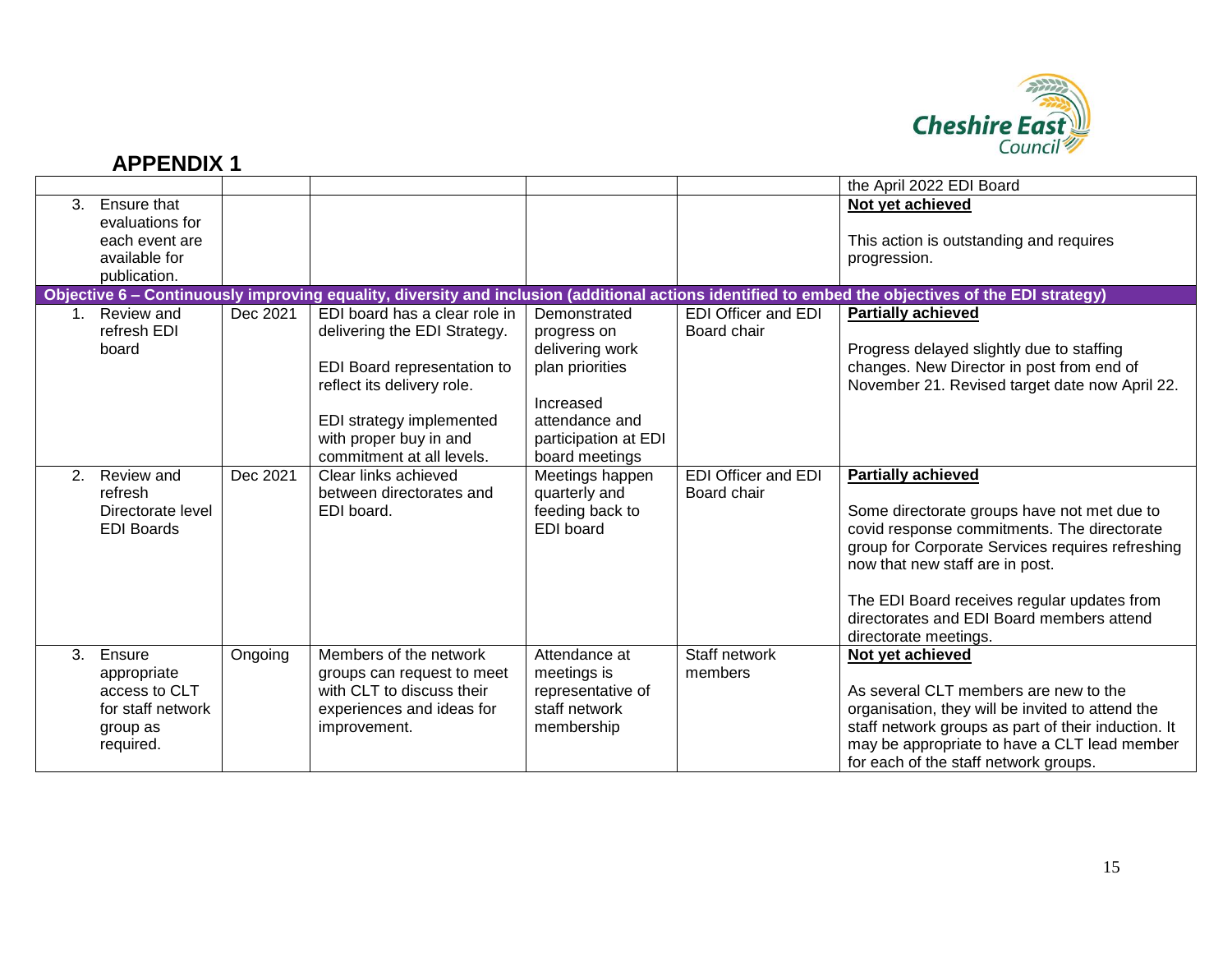## APPENDIX 1

| | | | | | |
|---|---|---|---|---|---|
| | | | | | the April 2022 EDI Board |
| 3. Ensure that evaluations for each event are available for publication. | | | | | **Not yet achieved**<br><br>This action is outstanding and requires progression. |
| **Objective 6 – Continuously improving equality, diversity and inclusion (additional actions identified to embed the objectives of the EDI strategy)** | | | | | |
| 1. Review and refresh EDI board | Dec 2021 | EDI board has a clear role in delivering the EDI Strategy.<br><br>EDI Board representation to reflect its delivery role.<br><br>EDI strategy implemented with proper buy in and commitment at all levels. | Demonstrated progress on delivering work plan priorities<br><br>Increased attendance and participation at EDI board meetings | EDI Officer and EDI Board chair | **Partially achieved**<br><br>Progress delayed slightly due to staffing changes. New Director in post from end of November 21. Revised target date now April 22. |
| 2. Review and refresh Directorate level EDI Boards | Dec 2021 | Clear links achieved between directorates and EDI board. | Meetings happen quarterly and feeding back to EDI board | EDI Officer and EDI Board chair | **Partially achieved**<br><br>Some directorate groups have not met due to covid response commitments. The directorate group for Corporate Services requires refreshing now that new staff are in post.<br><br>The EDI Board receives regular updates from directorates and EDI Board members attend directorate meetings. |
| 3. Ensure appropriate access to CLT for staff network group as required. | Ongoing | Members of the network groups can request to meet with CLT to discuss their experiences and ideas for improvement. | Attendance at meetings is representative of staff network membership | Staff network members | **Not yet achieved**<br><br>As several CLT members are new to the organisation, they will be invited to attend the staff network groups as part of their induction. It may be appropriate to have a CLT lead member for each of the staff network groups. |